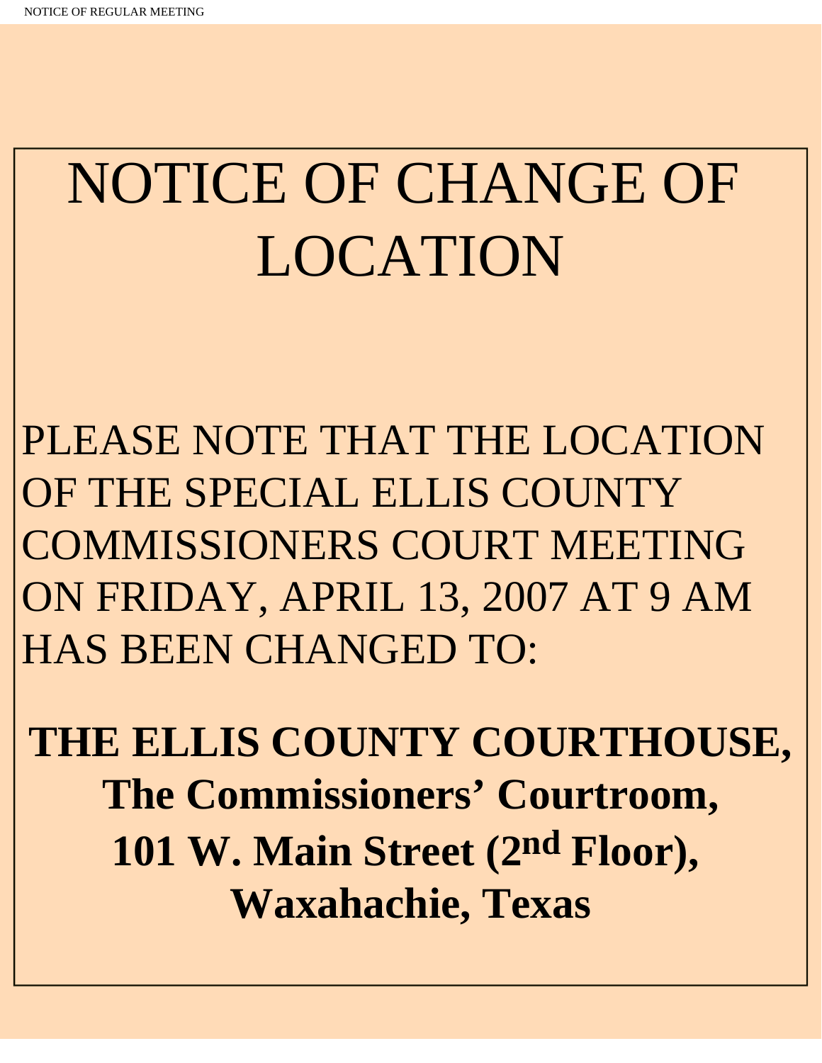# NOTICE OF CHANGE OF LOCATION

PLEASE NOTE THAT THE LOCATION OF THE SPECIAL ELLIS COUNTY COMMISSIONERS COURT MEETING ON FRIDAY, APRIL 13, 2007 AT 9 AM HAS BEEN CHANGED TO:

**THE ELLIS COUNTY COURTHOUSE,**
**The Commissioners' Courtroom,**
**101 W. Main Street (2nd Floor),**
**Waxahachie, Texas**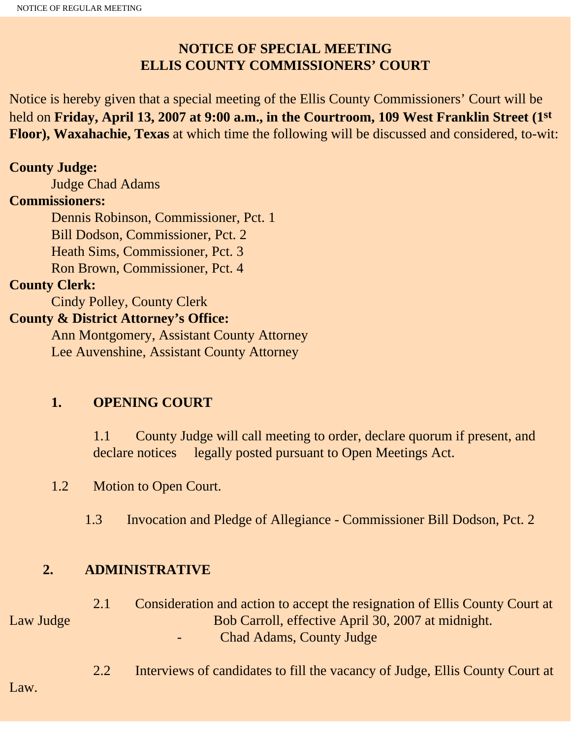# NOTICE OF SPECIAL MEETING
# ELLIS COUNTY COMMISSIONERS' COURT

Notice is hereby given that a special meeting of the Ellis County Commissioners' Court will be held on **Friday, April 13, 2007 at 9:00 a.m., in the Courtroom, 109 West Franklin Street (1st Floor), Waxahachie, Texas** at which time the following will be discussed and considered, to-wit:

**County Judge:**
Judge Chad Adams

**Commissioners:**
Dennis Robinson, Commissioner, Pct. 1
Bill Dodson, Commissioner, Pct. 2
Heath Sims, Commissioner, Pct. 3
Ron Brown, Commissioner, Pct. 4

**County Clerk:**
Cindy Polley, County Clerk

**County & District Attorney's Office:**
Ann Montgomery, Assistant County Attorney
Lee Auvenshine, Assistant County Attorney

## 1. OPENING COURT

1.1 County Judge will call meeting to order, declare quorum if present, and declare notices legally posted pursuant to Open Meetings Act.

1.2 Motion to Open Court.

1.3 Invocation and Pledge of Allegiance - Commissioner Bill Dodson, Pct. 2

## 2. ADMINISTRATIVE

2.1 Consideration and action to accept the resignation of Ellis County Court at Law Judge Bob Carroll, effective April 30, 2007 at midnight.
- Chad Adams, County Judge

2.2 Interviews of candidates to fill the vacancy of Judge, Ellis County Court at Law.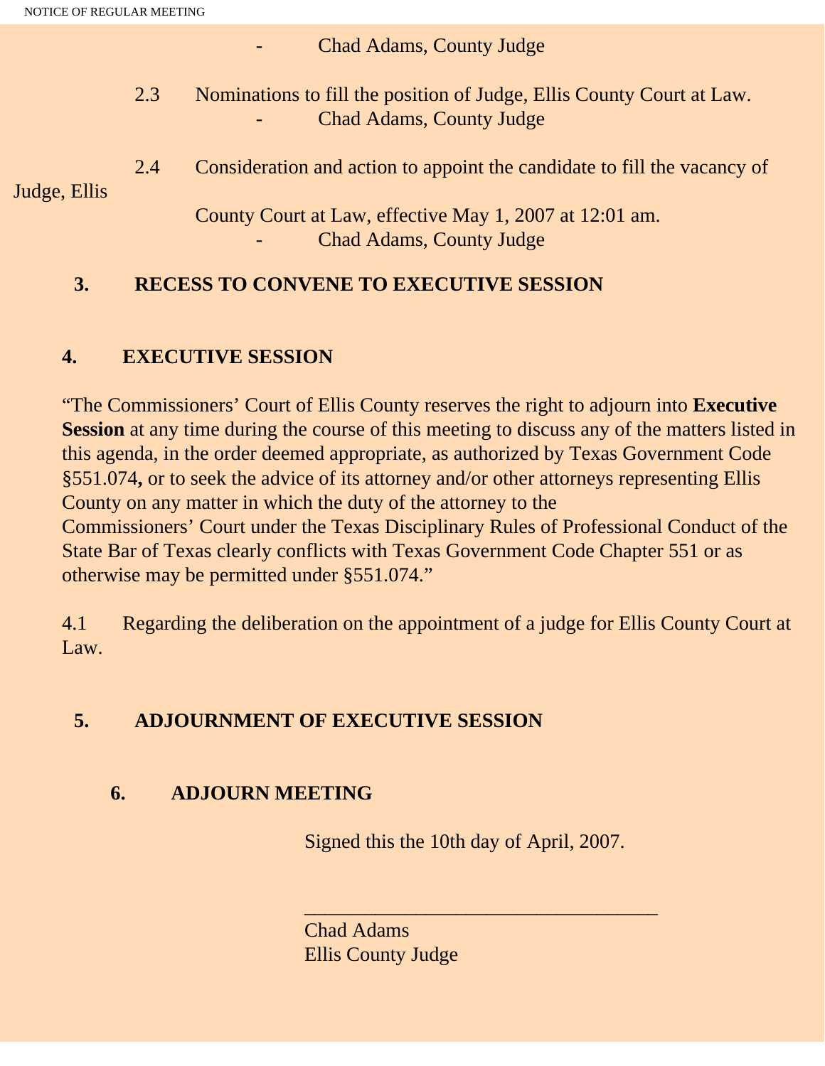- Chad Adams, County Judge

2.3 Nominations to fill the position of Judge, Ellis County Court at Law.
- Chad Adams, County Judge

2.4 Consideration and action to appoint the candidate to fill the vacancy of Judge, Ellis County Court at Law, effective May 1, 2007 at 12:01 am.
- Chad Adams, County Judge

## 3. RECESS TO CONVENE TO EXECUTIVE SESSION

## 4. EXECUTIVE SESSION

"The Commissioners' Court of Ellis County reserves the right to adjourn into **Executive Session** at any time during the course of this meeting to discuss any of the matters listed in this agenda, in the order deemed appropriate, as authorized by Texas Government Code §551.074**,** or to seek the advice of its attorney and/or other attorneys representing Ellis County on any matter in which the duty of the attorney to the Commissioners' Court under the Texas Disciplinary Rules of Professional Conduct of the State Bar of Texas clearly conflicts with Texas Government Code Chapter 551 or as otherwise may be permitted under §551.074."

4.1 Regarding the deliberation on the appointment of a judge for Ellis County Court at Law.

## 5. ADJOURNMENT OF EXECUTIVE SESSION

## 6. ADJOURN MEETING

Signed this the 10th day of April, 2007.

___________________________________

Chad Adams
Ellis County Judge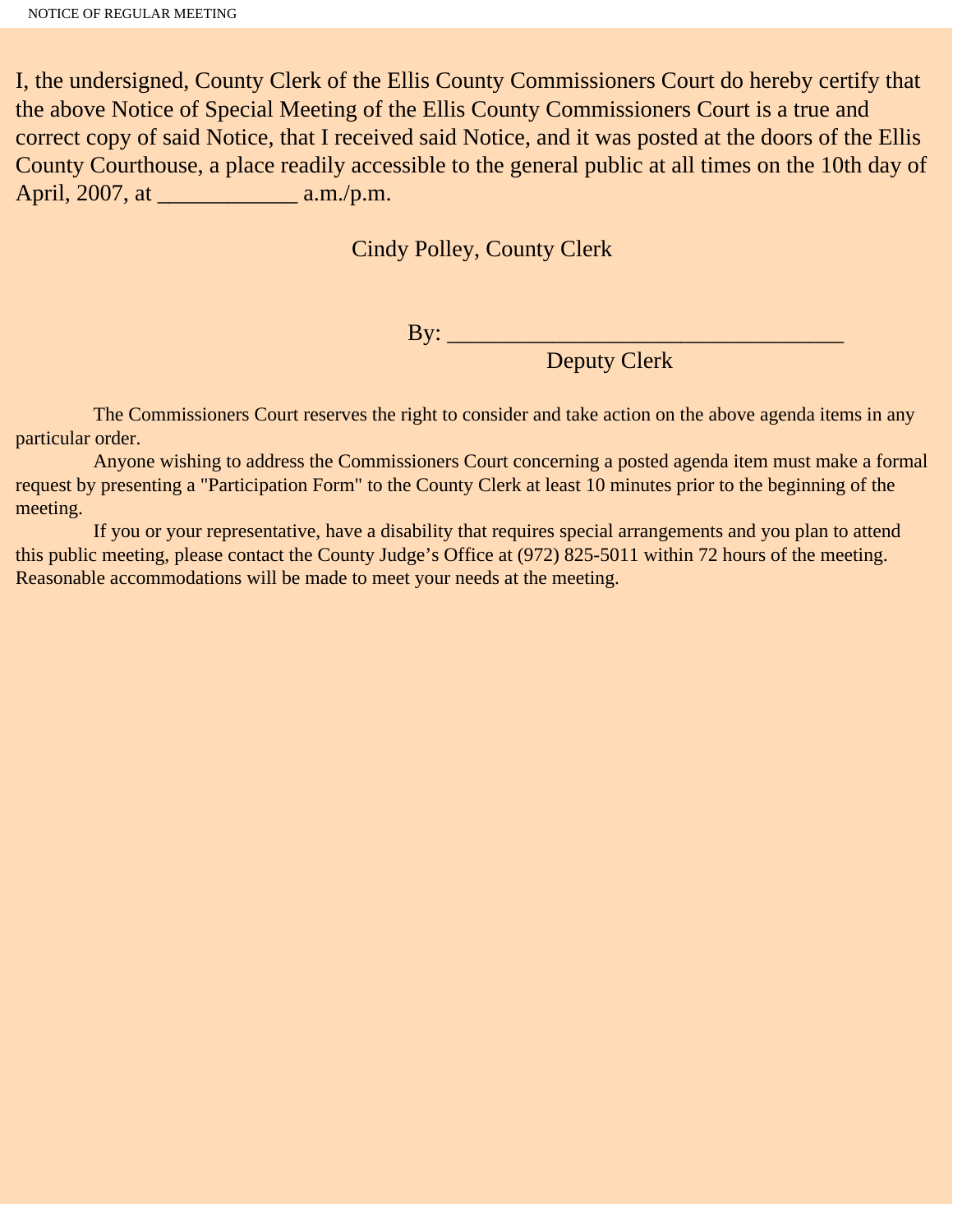I, the undersigned, County Clerk of the Ellis County Commissioners Court do hereby certify that the above Notice of Special Meeting of the Ellis County Commissioners Court is a true and correct copy of said Notice, that I received said Notice, and it was posted at the doors of the Ellis County Courthouse, a place readily accessible to the general public at all times on the 10th day of April, 2007, at ____________ a.m./p.m.

Cindy Polley, County Clerk

By: ___________________________________
Deputy Clerk

The Commissioners Court reserves the right to consider and take action on the above agenda items in any particular order.

Anyone wishing to address the Commissioners Court concerning a posted agenda item must make a formal request by presenting a "Participation Form" to the County Clerk at least 10 minutes prior to the beginning of the meeting.

If you or your representative, have a disability that requires special arrangements and you plan to attend this public meeting, please contact the County Judge's Office at (972) 825-5011 within 72 hours of the meeting. Reasonable accommodations will be made to meet your needs at the meeting.